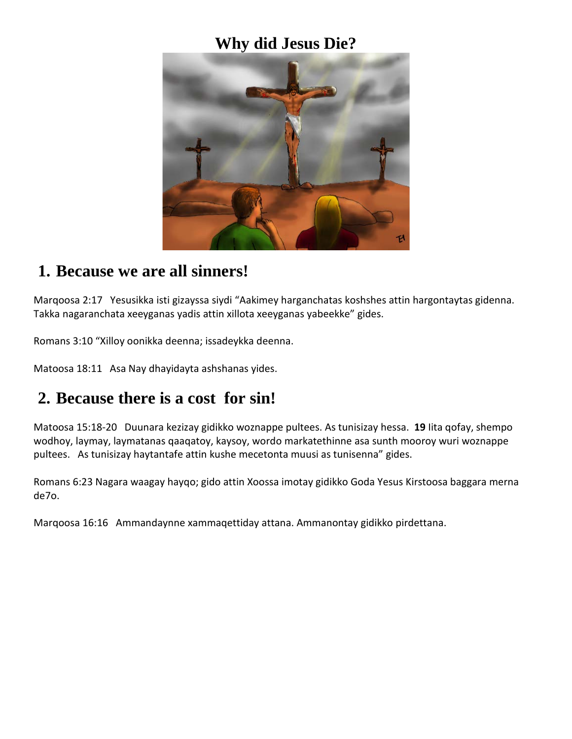# Why did Jesus Die?

## 1. Because we are all sinners!

Marqoosa 2:17 Yesusikka isti gizayssa siydi “Aakimey harganchatas koshshes attin hargontaytas gidenna. Takka nagaranchata xeeyganas yadis attin xillota xeeyganas yabeekke” gides.

Romans 3:10 “Xilloy oonikka deenna; issadeykka deenna.

Matoosa 18:11 Asa Nay dhayidayta ashshanas yides.

## 2. Because there is a cost for sin!

Matoosa 15:18-20 Duunara kezizay gidikko woznappe pultees. As tunisizay hessa. **19** Iita qofay, shempo wodhoy, laymay, laymatanas qaaqatoy, kaysoy, wordo markatethinne asa sunth mooroy wuri woznappe pultees. As tunisizay haytantafe attin kushe mecetonta muusi as tunisenna” gides.

Romans 6:23 Nagara waagay hayqo; gido attin Xoossa imotay gidikko Goda Yesus Kirstoosa baggara merna de7o.

Marqoosa 16:16 Ammandaynne xammaqettiday attana. Ammanontay gidikko pirdettana.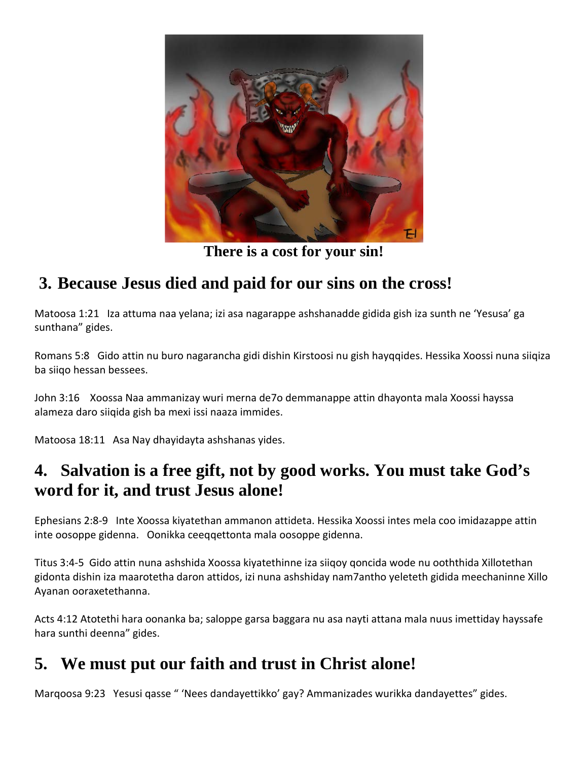There is a cost for your sin!

## 3. Because Jesus died and paid for our sins on the cross!

Matoosa 1:21 Iza attuma naa yelana; izi asa nagarappe ashshanadde gidida gish iza sunth ne 'Yesusa' ga sunthana" gides.

Romans 5:8 Gido attin nu buro nagarancha gidi dishin Kirstoosi nu gish hayqqides. Hessika Xoossi nuna siiqiza ba siiqo hessan bessees.

John 3:16 Xoossa Naa ammanizay wuri merna de7o demmanappe attin dhayonta mala Xoossi hayssa alameza daro siiqida gish ba mexi issi naaza immides.

Matoosa 18:11 Asa Nay dhayidayta ashshanas yides.

## 4. Salvation is a free gift, not by good works. You must take God's word for it, and trust Jesus alone!

Ephesians 2:8-9 Inte Xoossa kiyatethan ammanon attideta. Hessika Xoossi intes mela coo imidazappe attin inte oosoppe gidenna. Oonikka ceeqqettonta mala oosoppe gidenna.

Titus 3:4-5 Gido attin nuna ashshida Xoossa kiyatethinne iza siiqoy qoncida wode nu ooththida Xillotethan gidonta dishin iza maarotetha daron attidos, izi nuna ashshiday nam7antho yeleteth gidida meechaninne Xillo Ayanan ooraxetethanna.

Acts 4:12 Atotethi hara oonanka ba; saloppe garsa baggara nu asa nayti attana mala nuus imettiday hayssafe hara sunthi deenna" gides.

## 5. We must put our faith and trust in Christ alone!

Marqoosa 9:23 Yesusi qasse " 'Nees dandayettikko' gay? Ammanizades wurikka dandayettes" gides.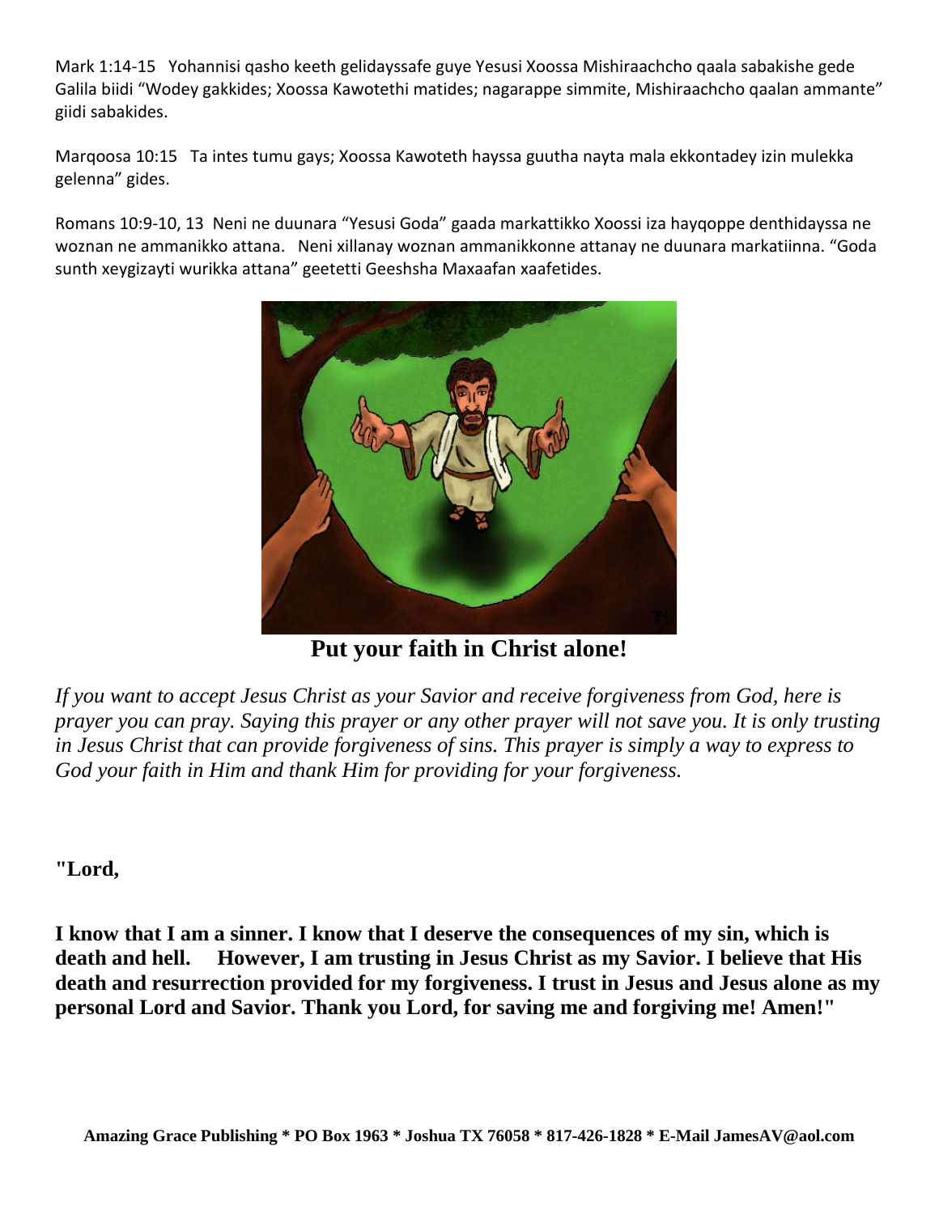Mark 1:14-15 Yohannisi qasho keeth gelidayssafe guye Yesusi Xoossa Mishiraachcho qaala sabakishe gede Galila biidi “Wodey gakkides; Xoossa Kawotethi matides; nagarappe simmite, Mishiraachcho qaalan ammante” giidi sabakides.

Marqoosa 10:15 Ta intes tumu gays; Xoossa Kawoteth hayssa guutha nayta mala ekkontadey izin mulekka gelenna” gides.

Romans 10:9-10, 13 Neni ne duunara “Yesusi Goda” gaada markattikko Xoossi iza hayqoppe denthidayssa ne woznan ne ammanikko attana. Neni xillanay woznan ammanikkonne attanay ne duunara markatiinna. “Goda sunth xeygizayti wurikka attana” geetetti Geeshsha Maxaafan xaafetides.

**Put your faith in Christ alone!**

*If you want to accept Jesus Christ as your Savior and receive forgiveness from God, here is prayer you can pray. Saying this prayer or any other prayer will not save you. It is only trusting in Jesus Christ that can provide forgiveness of sins. This prayer is simply a way to express to God your faith in Him and thank Him for providing for your forgiveness.*

**"Lord,**

**I know that I am a sinner. I know that I deserve the consequences of my sin, which is death and hell. However, I am trusting in Jesus Christ as my Savior. I believe that His death and resurrection provided for my forgiveness. I trust in Jesus and Jesus alone as my personal Lord and Savior. Thank you Lord, for saving me and forgiving me! Amen!"**

**Amazing Grace Publishing * PO Box 1963 * Joshua TX 76058 * 817-426-1828 * E-Mail JamesAV@aol.com**